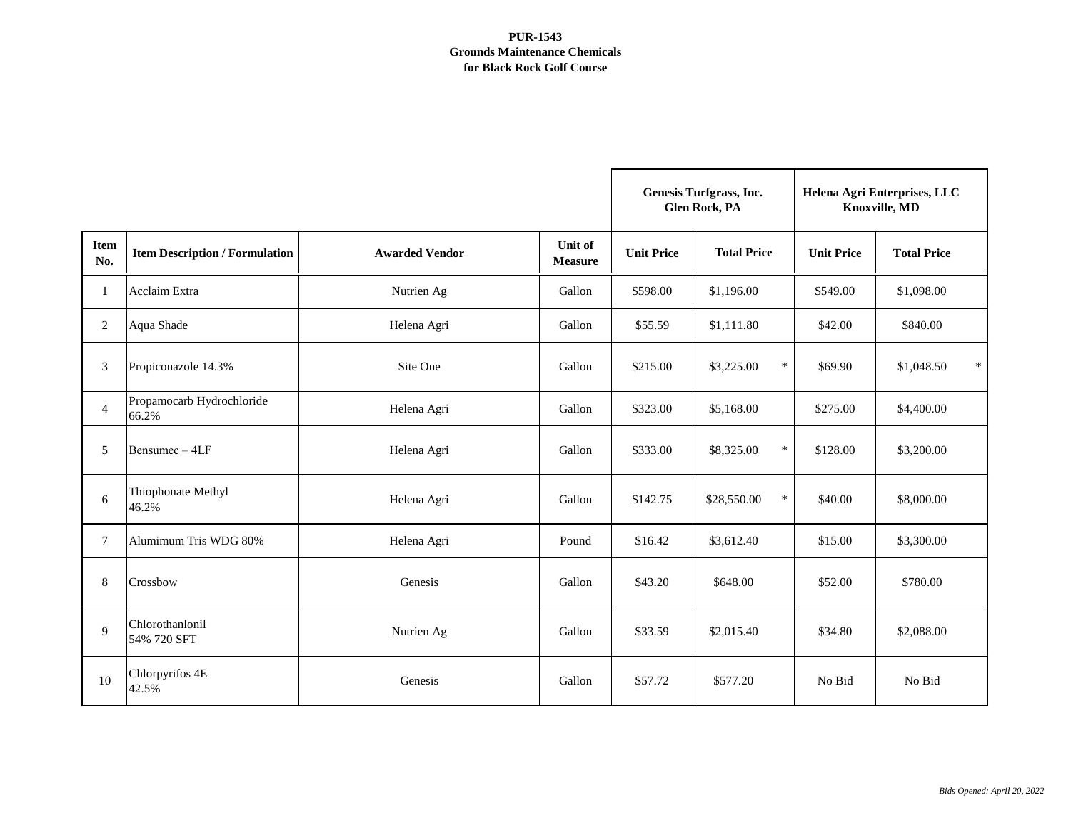**PUR-1543**
**Grounds Maintenance Chemicals**
**for Black Rock Golf Course**

| | | | | Genesis Turfgrass, Inc. Glen Rock, PA | | Helena Agri Enterprises, LLC Knoxville, MD | |
|---|---|---|---|---|---|---|---|
| **Item No.** | **Item Description / Formulation** | **Awarded Vendor** | **Unit of Measure** | **Unit Price** | **Total Price** | **Unit Price** | **Total Price** |
| 1 | Acclaim Extra | Nutrien Ag | Gallon | $598.00 | $1,196.00 | $549.00 | $1,098.00 |
| 2 | Aqua Shade | Helena Agri | Gallon | $55.59 | $1,111.80 | $42.00 | $840.00 |
| 3 | Propiconazole 14.3% | Site One | Gallon | $215.00 | $3,225.00 * | $69.90 | $1,048.50 * |
| 4 | Propamocarb Hydrochloride 66.2% | Helena Agri | Gallon | $323.00 | $5,168.00 | $275.00 | $4,400.00 |
| 5 | Bensumec – 4LF | Helena Agri | Gallon | $333.00 | $8,325.00 * | $128.00 | $3,200.00 |
| 6 | Thiophonate Methyl 46.2% | Helena Agri | Gallon | $142.75 | $28,550.00 * | $40.00 | $8,000.00 |
| 7 | Alumimum Tris WDG 80% | Helena Agri | Pound | $16.42 | $3,612.40 | $15.00 | $3,300.00 |
| 8 | Crossbow | Genesis | Gallon | $43.20 | $648.00 | $52.00 | $780.00 |
| 9 | Chlorothanlonil 54% 720 SFT | Nutrien Ag | Gallon | $33.59 | $2,015.40 | $34.80 | $2,088.00 |
| 10 | Chlorpyrifos 4E 42.5% | Genesis | Gallon | $57.72 | $577.20 | No Bid | No Bid |

*Bids Opened: April 20, 2022*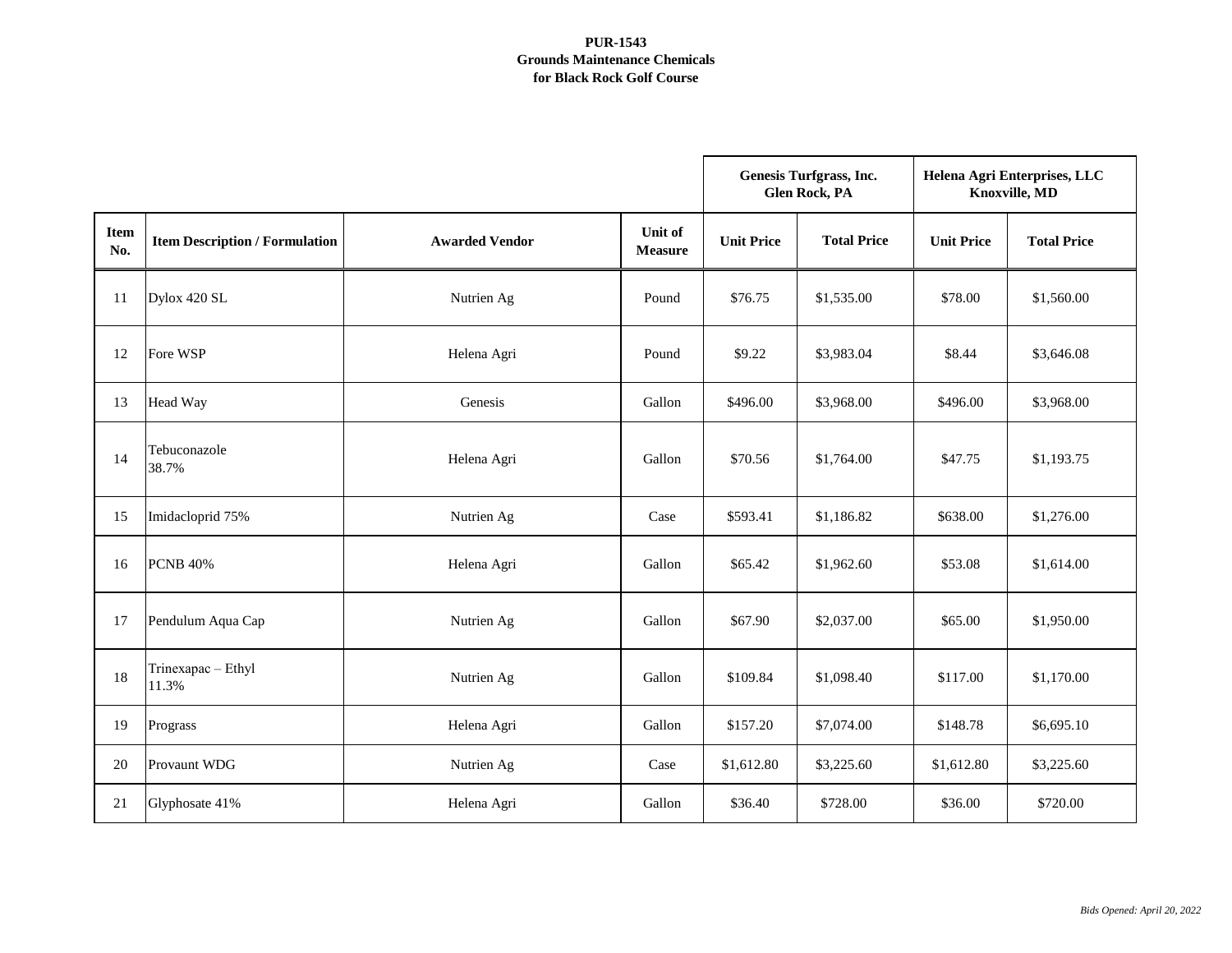**PUR-1543**
**Grounds Maintenance Chemicals**
**for Black Rock Golf Course**

| | | | | Genesis Turfgrass, Inc. Glen Rock, PA | | Helena Agri Enterprises, LLC Knoxville, MD | |
|---|---|---|---|---|---|---|---|
| **Item No.** | **Item Description / Formulation** | **Awarded Vendor** | **Unit of Measure** | **Unit Price** | **Total Price** | **Unit Price** | **Total Price** |
| 11 | Dylox 420 SL | Nutrien Ag | Pound | $76.75 | $1,535.00 | $78.00 | $1,560.00 |
| 12 | Fore WSP | Helena Agri | Pound | $9.22 | $3,983.04 | $8.44 | $3,646.08 |
| 13 | Head Way | Genesis | Gallon | $496.00 | $3,968.00 | $496.00 | $3,968.00 |
| 14 | Tebuconazole 38.7% | Helena Agri | Gallon | $70.56 | $1,764.00 | $47.75 | $1,193.75 |
| 15 | Imidacloprid 75% | Nutrien Ag | Case | $593.41 | $1,186.82 | $638.00 | $1,276.00 |
| 16 | PCNB 40% | Helena Agri | Gallon | $65.42 | $1,962.60 | $53.08 | $1,614.00 |
| 17 | Pendulum Aqua Cap | Nutrien Ag | Gallon | $67.90 | $2,037.00 | $65.00 | $1,950.00 |
| 18 | Trinexapac – Ethyl 11.3% | Nutrien Ag | Gallon | $109.84 | $1,098.40 | $117.00 | $1,170.00 |
| 19 | Prograss | Helena Agri | Gallon | $157.20 | $7,074.00 | $148.78 | $6,695.10 |
| 20 | Provaunt WDG | Nutrien Ag | Case | $1,612.80 | $3,225.60 | $1,612.80 | $3,225.60 |
| 21 | Glyphosate 41% | Helena Agri | Gallon | $36.40 | $728.00 | $36.00 | $720.00 |

*Bids Opened: April 20, 2022*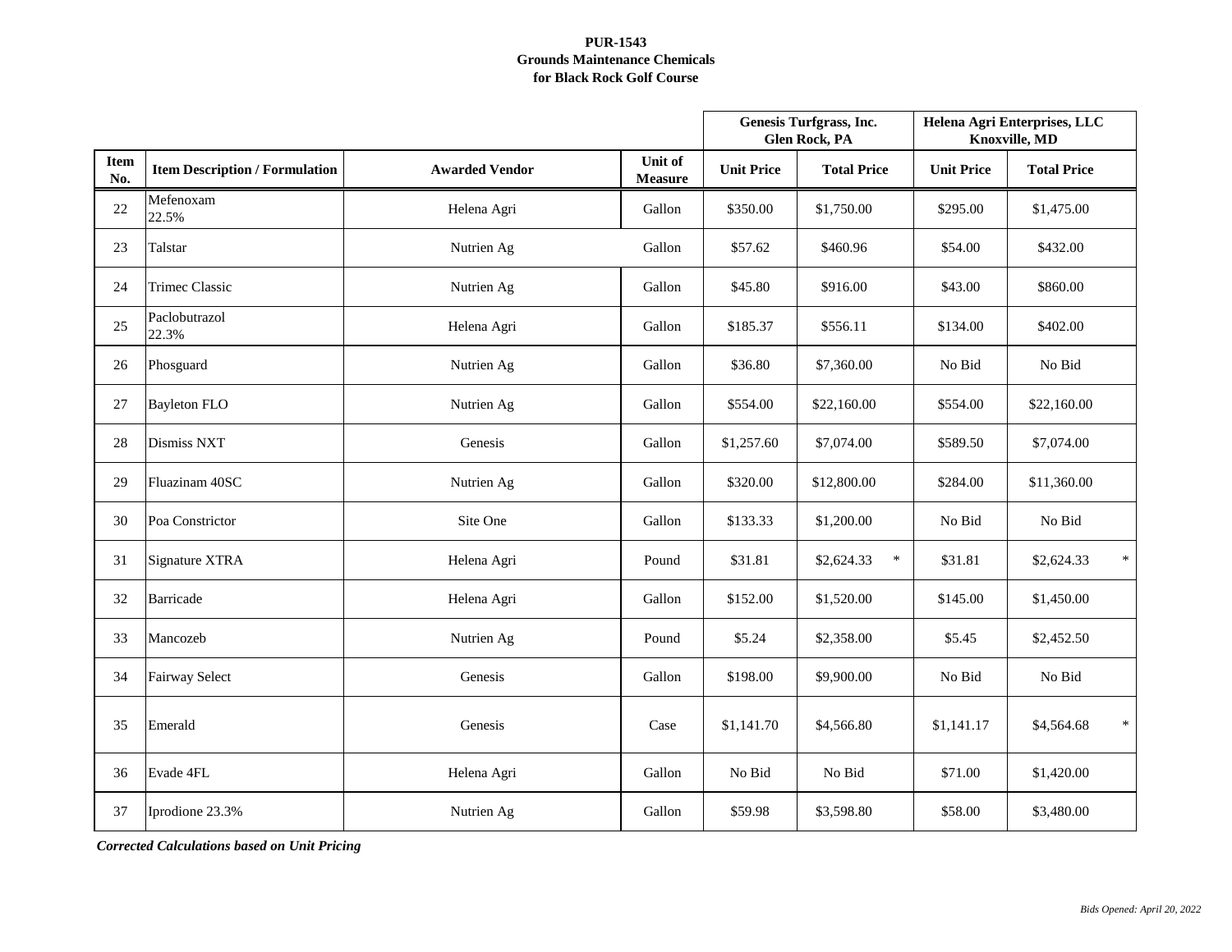**PUR-1543**
**Grounds Maintenance Chemicals**
**for Black Rock Golf Course**

| | | | | Genesis Turfgrass, Inc. Glen Rock, PA | | Helena Agri Enterprises, LLC Knoxville, MD | |
|---|---|---|---|---|---|---|---|
| **Item No.** | **Item Description / Formulation** | **Awarded Vendor** | **Unit of Measure** | **Unit Price** | **Total Price** | **Unit Price** | **Total Price** |
| 22 | Mefenoxam 22.5% | Helena Agri | Gallon | $350.00 | $1,750.00 | $295.00 | $1,475.00 |
| 23 | Talstar | Nutrien Ag | Gallon | $57.62 | $460.96 | $54.00 | $432.00 |
| 24 | Trimec Classic | Nutrien Ag | Gallon | $45.80 | $916.00 | $43.00 | $860.00 |
| 25 | Paclobutrazol 22.3% | Helena Agri | Gallon | $185.37 | $556.11 | $134.00 | $402.00 |
| 26 | Phosguard | Nutrien Ag | Gallon | $36.80 | $7,360.00 | No Bid | No Bid |
| 27 | Bayleton FLO | Nutrien Ag | Gallon | $554.00 | $22,160.00 | $554.00 | $22,160.00 |
| 28 | Dismiss NXT | Genesis | Gallon | $1,257.60 | $7,074.00 | $589.50 | $7,074.00 |
| 29 | Fluazinam 40SC | Nutrien Ag | Gallon | $320.00 | $12,800.00 | $284.00 | $11,360.00 |
| 30 | Poa Constrictor | Site One | Gallon | $133.33 | $1,200.00 | No Bid | No Bid |
| 31 | Signature XTRA | Helena Agri | Pound | $31.81 | $2,624.33 * | $31.81 | $2,624.33 * |
| 32 | Barricade | Helena Agri | Gallon | $152.00 | $1,520.00 | $145.00 | $1,450.00 |
| 33 | Mancozeb | Nutrien Ag | Pound | $5.24 | $2,358.00 | $5.45 | $2,452.50 |
| 34 | Fairway Select | Genesis | Gallon | $198.00 | $9,900.00 | No Bid | No Bid |
| 35 | Emerald | Genesis | Case | $1,141.70 | $4,566.80 | $1,141.17 | $4,564.68 * |
| 36 | Evade 4FL | Helena Agri | Gallon | No Bid | No Bid | $71.00 | $1,420.00 |
| 37 | Iprodione 23.3% | Nutrien Ag | Gallon | $59.98 | $3,598.80 | $58.00 | $3,480.00 |

***Corrected Calculations based on Unit Pricing***

*Bids Opened: April 20, 2022*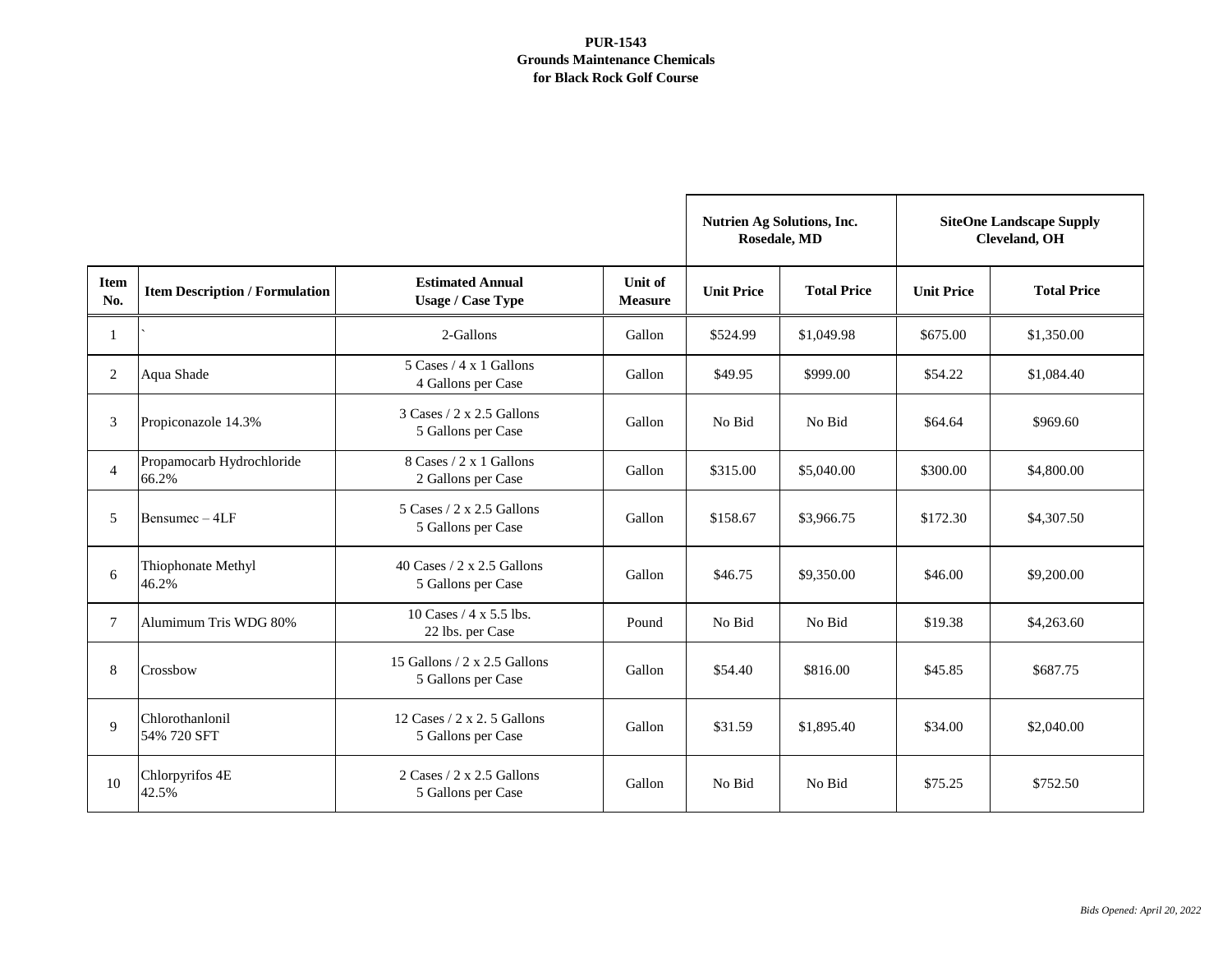**PUR-1543**
**Grounds Maintenance Chemicals**
**for Black Rock Golf Course**

| | | | | Nutrien Ag Solutions, Inc. Rosedale, MD | | SiteOne Landscape Supply Cleveland, OH | |
|---|---|---|---|---|---|---|---|
| **Item No.** | **Item Description / Formulation** | **Estimated Annual Usage / Case Type** | **Unit of Measure** | **Unit Price** | **Total Price** | **Unit Price** | **Total Price** |
| 1 | ` | 2-Gallons | Gallon | $524.99 | $1,049.98 | $675.00 | $1,350.00 |
| 2 | Aqua Shade | 5 Cases / 4 x 1 Gallons 4 Gallons per Case | Gallon | $49.95 | $999.00 | $54.22 | $1,084.40 |
| 3 | Propiconazole 14.3% | 3 Cases / 2 x 2.5 Gallons 5 Gallons per Case | Gallon | No Bid | No Bid | $64.64 | $969.60 |
| 4 | Propamocarb Hydrochloride 66.2% | 8 Cases / 2 x 1 Gallons 2 Gallons per Case | Gallon | $315.00 | $5,040.00 | $300.00 | $4,800.00 |
| 5 | Bensumec – 4LF | 5 Cases / 2 x 2.5 Gallons 5 Gallons per Case | Gallon | $158.67 | $3,966.75 | $172.30 | $4,307.50 |
| 6 | Thiophonate Methyl 46.2% | 40 Cases / 2 x 2.5 Gallons 5 Gallons per Case | Gallon | $46.75 | $9,350.00 | $46.00 | $9,200.00 |
| 7 | Alumimum Tris WDG 80% | 10 Cases / 4 x 5.5 lbs. 22 lbs. per Case | Pound | No Bid | No Bid | $19.38 | $4,263.60 |
| 8 | Crossbow | 15 Gallons / 2 x 2.5 Gallons 5 Gallons per Case | Gallon | $54.40 | $816.00 | $45.85 | $687.75 |
| 9 | Chlorothanlonil 54% 720 SFT | 12 Cases / 2 x 2. 5 Gallons 5 Gallons per Case | Gallon | $31.59 | $1,895.40 | $34.00 | $2,040.00 |
| 10 | Chlorpyrifos 4E 42.5% | 2 Cases / 2 x 2.5 Gallons 5 Gallons per Case | Gallon | No Bid | No Bid | $75.25 | $752.50 |

*Bids Opened: April 20, 2022*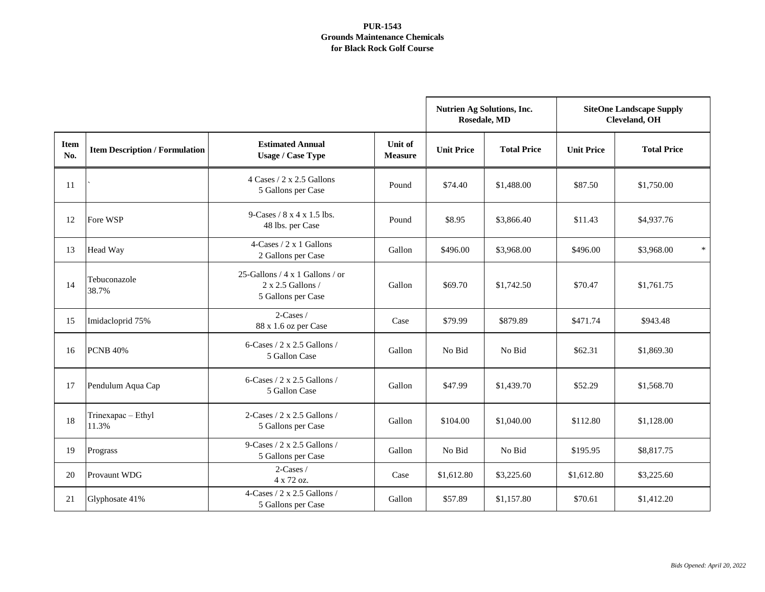**PUR-1543**
**Grounds Maintenance Chemicals**
**for Black Rock Golf Course**

| | | | | **Nutrien Ag Solutions, Inc. Rosedale, MD** | | **SiteOne Landscape Supply Cleveland, OH** | |
|---|---|---|---|---|---|---|---|
| **Item No.** | **Item Description / Formulation** | **Estimated Annual Usage / Case Type** | **Unit of Measure** | **Unit Price** | **Total Price** | **Unit Price** | **Total Price** |
| 11 | ` | 4 Cases / 2 x 2.5 Gallons 5 Gallons per Case | Pound | $74.40 | $1,488.00 | $87.50 | $1,750.00 |
| 12 | Fore WSP | 9-Cases / 8 x 4 x 1.5 lbs. 48 lbs. per Case | Pound | $8.95 | $3,866.40 | $11.43 | $4,937.76 |
| 13 | Head Way | 4-Cases / 2 x 1 Gallons 2 Gallons per Case | Gallon | $496.00 | $3,968.00 | $496.00 | $3,968.00 * |
| 14 | Tebuconazole 38.7% | 25-Gallons / 4 x 1 Gallons / or 2 x 2.5 Gallons / 5 Gallons per Case | Gallon | $69.70 | $1,742.50 | $70.47 | $1,761.75 |
| 15 | Imidacloprid 75% | 2-Cases / 88 x 1.6 oz per Case | Case | $79.99 | $879.89 | $471.74 | $943.48 |
| 16 | PCNB 40% | 6-Cases / 2 x 2.5 Gallons / 5 Gallon Case | Gallon | No Bid | No Bid | $62.31 | $1,869.30 |
| 17 | Pendulum Aqua Cap | 6-Cases / 2 x 2.5 Gallons / 5 Gallon Case | Gallon | $47.99 | $1,439.70 | $52.29 | $1,568.70 |
| 18 | Trinexapac – Ethyl 11.3% | 2-Cases / 2 x 2.5 Gallons / 5 Gallons per Case | Gallon | $104.00 | $1,040.00 | $112.80 | $1,128.00 |
| 19 | Prograss | 9-Cases / 2 x 2.5 Gallons / 5 Gallons per Case | Gallon | No Bid | No Bid | $195.95 | $8,817.75 |
| 20 | Provaunt WDG | 2-Cases / 4 x 72 oz. | Case | $1,612.80 | $3,225.60 | $1,612.80 | $3,225.60 |
| 21 | Glyphosate 41% | 4-Cases / 2 x 2.5 Gallons / 5 Gallons per Case | Gallon | $57.89 | $1,157.80 | $70.61 | $1,412.20 |

*Bids Opened: April 20, 2022*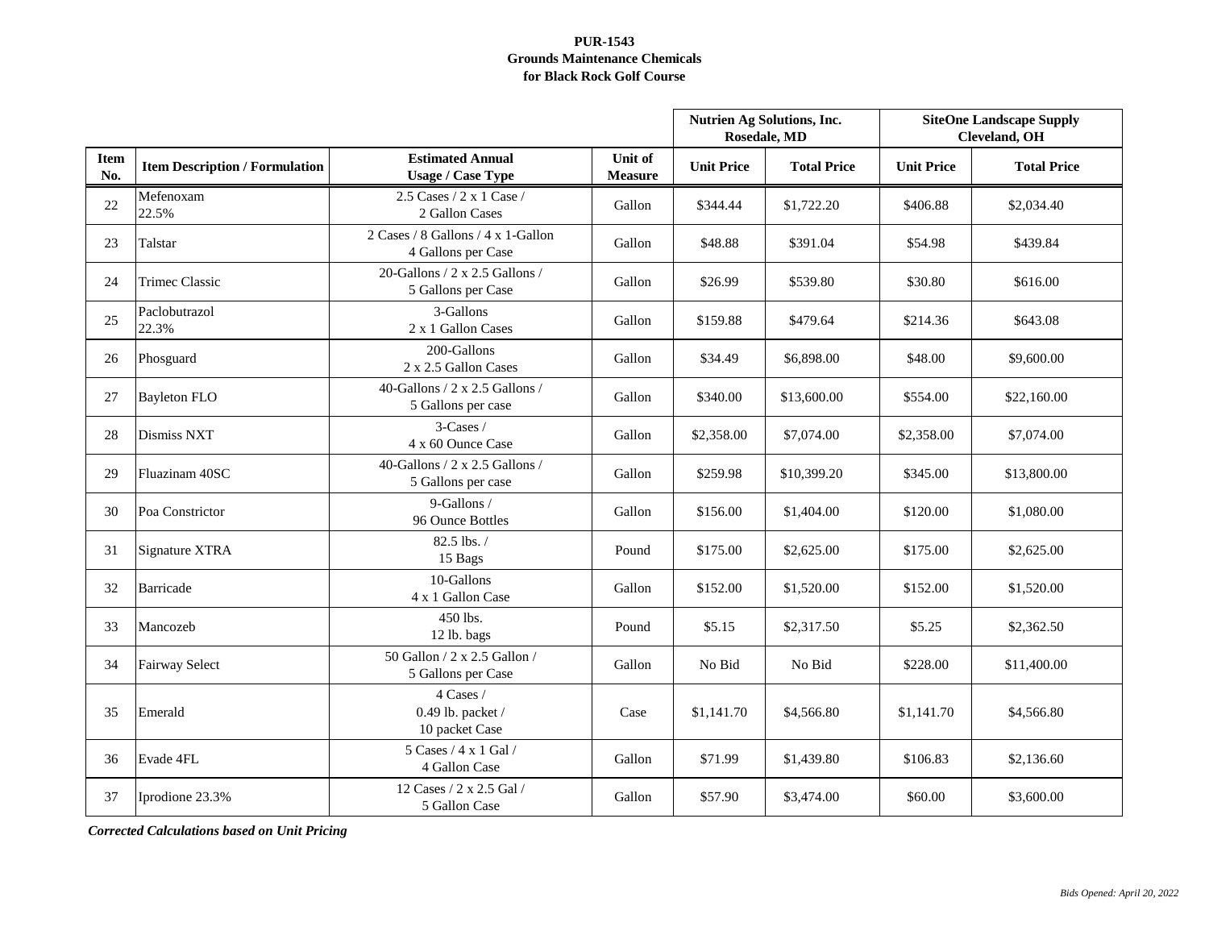**PUR-1543**
**Grounds Maintenance Chemicals**
**for Black Rock Golf Course**

| | | | | Nutrien Ag Solutions, Inc. Rosedale, MD | | SiteOne Landscape Supply Cleveland, OH | |
|---|---|---|---|---|---|---|---|
| **Item No.** | **Item Description / Formulation** | **Estimated Annual Usage / Case Type** | **Unit of Measure** | **Unit Price** | **Total Price** | **Unit Price** | **Total Price** |
| 22 | Mefenoxam 22.5% | 2.5 Cases / 2 x 1 Case / 2 Gallon Cases | Gallon | $344.44 | $1,722.20 | $406.88 | $2,034.40 |
| 23 | Talstar | 2 Cases / 8 Gallons / 4 x 1-Gallon 4 Gallons per Case | Gallon | $48.88 | $391.04 | $54.98 | $439.84 |
| 24 | Trimec Classic | 20-Gallons / 2 x 2.5 Gallons / 5 Gallons per Case | Gallon | $26.99 | $539.80 | $30.80 | $616.00 |
| 25 | Paclobutrazol 22.3% | 3-Gallons 2 x 1 Gallon Cases | Gallon | $159.88 | $479.64 | $214.36 | $643.08 |
| 26 | Phosguard | 200-Gallons 2 x 2.5 Gallon Cases | Gallon | $34.49 | $6,898.00 | $48.00 | $9,600.00 |
| 27 | Bayleton FLO | 40-Gallons / 2 x 2.5 Gallons / 5 Gallons per case | Gallon | $340.00 | $13,600.00 | $554.00 | $22,160.00 |
| 28 | Dismiss NXT | 3-Cases / 4 x 60 Ounce Case | Gallon | $2,358.00 | $7,074.00 | $2,358.00 | $7,074.00 |
| 29 | Fluazinam 40SC | 40-Gallons / 2 x 2.5 Gallons / 5 Gallons per case | Gallon | $259.98 | $10,399.20 | $345.00 | $13,800.00 |
| 30 | Poa Constrictor | 9-Gallons / 96 Ounce Bottles | Gallon | $156.00 | $1,404.00 | $120.00 | $1,080.00 |
| 31 | Signature XTRA | 82.5 lbs. / 15 Bags | Pound | $175.00 | $2,625.00 | $175.00 | $2,625.00 |
| 32 | Barricade | 10-Gallons 4 x 1 Gallon Case | Gallon | $152.00 | $1,520.00 | $152.00 | $1,520.00 |
| 33 | Mancozeb | 450 lbs. 12 lb. bags | Pound | $5.15 | $2,317.50 | $5.25 | $2,362.50 |
| 34 | Fairway Select | 50 Gallon / 2 x 2.5 Gallon / 5 Gallons per Case | Gallon | No Bid | No Bid | $228.00 | $11,400.00 |
| 35 | Emerald | 4 Cases / 0.49 lb. packet / 10 packet Case | Case | $1,141.70 | $4,566.80 | $1,141.70 | $4,566.80 |
| 36 | Evade 4FL | 5 Cases / 4 x 1 Gal / 4 Gallon Case | Gallon | $71.99 | $1,439.80 | $106.83 | $2,136.60 |
| 37 | Iprodione 23.3% | 12 Cases / 2 x 2.5 Gal / 5 Gallon Case | Gallon | $57.90 | $3,474.00 | $60.00 | $3,600.00 |

***Corrected Calculations based on Unit Pricing***

*Bids Opened: April 20, 2022*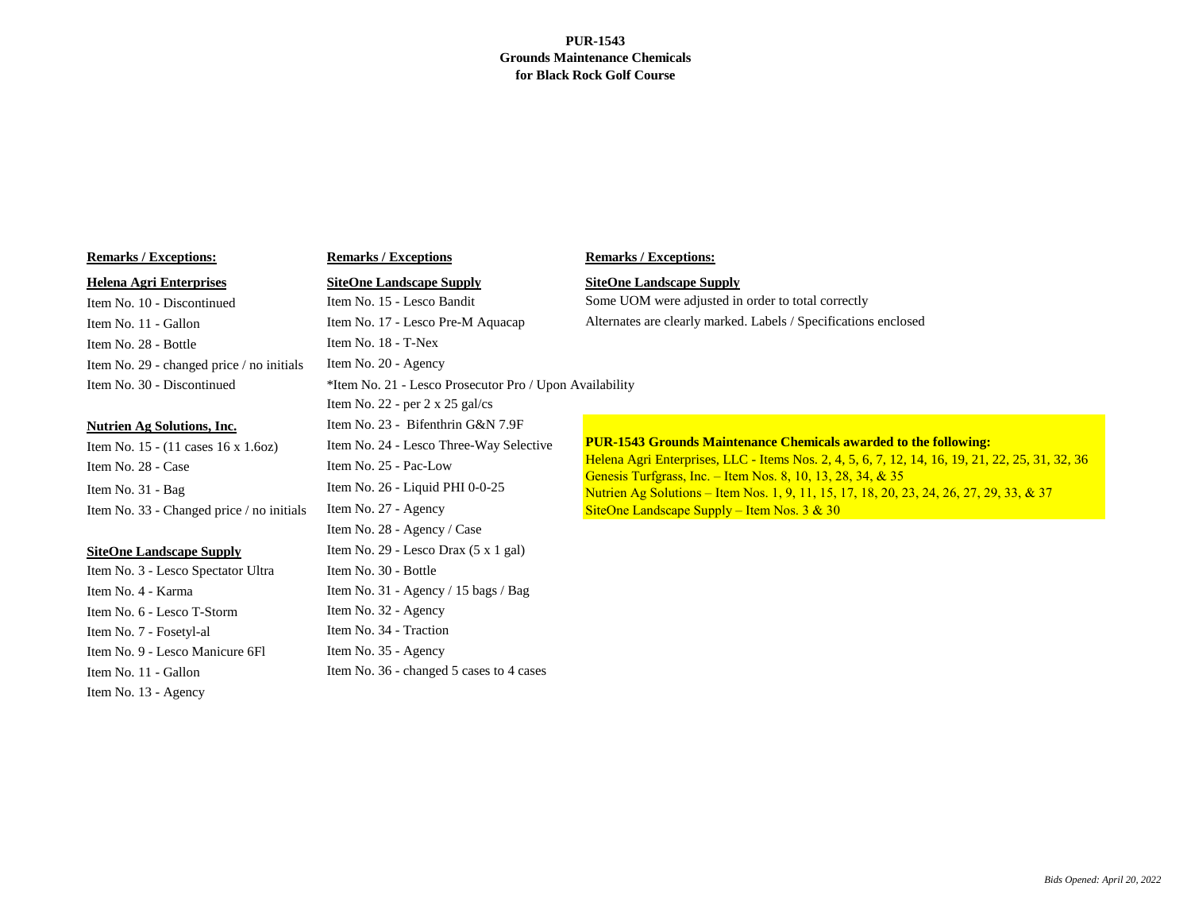**PUR-1543**
**Grounds Maintenance Chemicals**
**for Black Rock Golf Course**

**Remarks / Exceptions:**

**Helena Agri Enterprises**

Item No. 10 - Discontinued
Item No. 11 - Gallon
Item No. 28 - Bottle
Item No. 29 - changed price / no initials
Item No. 30 - Discontinued

**Nutrien Ag Solutions, Inc.**

Item No. 15 - (11 cases 16 x 1.6oz)
Item No. 28 - Case
Item No. 31 - Bag
Item No. 33 - Changed price / no initials

**SiteOne Landscape Supply**

Item No. 3 - Lesco Spectator Ultra
Item No. 4 - Karma
Item No. 6 - Lesco T-Storm
Item No. 7 - Fosetyl-al
Item No. 9 - Lesco Manicure 6Fl
Item No. 11 - Gallon
Item No. 13 - Agency

**Remarks / Exceptions**

**SiteOne Landscape Supply**

Item No. 15 - Lesco Bandit
Item No. 17 - Lesco Pre-M Aquacap
Item No. 18 - T-Nex
Item No. 20 - Agency
*Item No. 21 - Lesco Prosecutor Pro / Upon Availability
Item No. 22 - per 2 x 25 gal/cs
Item No. 23 - Bifenthrin G&N 7.9F
Item No. 24 - Lesco Three-Way Selective
Item No. 25 - Pac-Low
Item No. 26 - Liquid PHI 0-0-25
Item No. 27 - Agency
Item No. 28 - Agency / Case
Item No. 29 - Lesco Drax (5 x 1 gal)
Item No. 30 - Bottle
Item No. 31 - Agency / 15 bags / Bag
Item No. 32 - Agency
Item No. 34 - Traction
Item No. 35 - Agency
Item No. 36 - changed 5 cases to 4 cases

**Remarks / Exceptions:**

**SiteOne Landscape Supply**

Some UOM were adjusted in order to total correctly
Alternates are clearly marked. Labels / Specifications enclosed

**PUR-1543 Grounds Maintenance Chemicals awarded to the following:**

Helena Agri Enterprises, LLC - Items Nos. 2, 4, 5, 6, 7, 12, 14, 16, 19, 21, 22, 25, 31, 32, 36
Genesis Turfgrass, Inc. – Item Nos. 8, 10, 13, 28, 34, & 35
Nutrien Ag Solutions – Item Nos. 1, 9, 11, 15, 17, 18, 20, 23, 24, 26, 27, 29, 33, & 37
SiteOne Landscape Supply – Item Nos. 3 & 30

*Bids Opened: April 20, 2022*